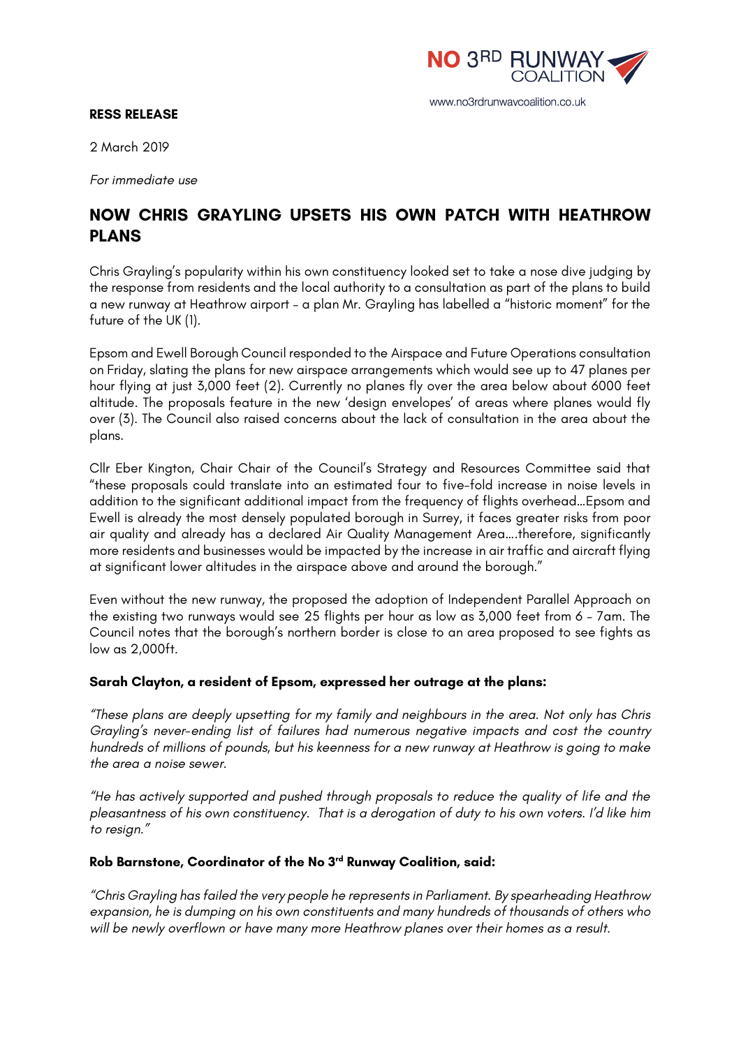NO 3RD RUNWAY COALITION

www.no3rdrunwaycoalition.co.uk

**RESS RELEASE**

2 March 2019

*For immediate use*

# NOW CHRIS GRAYLING UPSETS HIS OWN PATCH WITH HEATHROW PLANS

Chris Grayling's popularity within his own constituency looked set to take a nose dive judging by the response from residents and the local authority to a consultation as part of the plans to build a new runway at Heathrow airport - a plan Mr. Grayling has labelled a "historic moment" for the future of the UK (1).

Epsom and Ewell Borough Council responded to the Airspace and Future Operations consultation on Friday, slating the plans for new airspace arrangements which would see up to 47 planes per hour flying at just 3,000 feet (2). Currently no planes fly over the area below about 6000 feet altitude. The proposals feature in the new 'design envelopes' of areas where planes would fly over (3). The Council also raised concerns about the lack of consultation in the area about the plans.

Cllr Eber Kington, Chair Chair of the Council's Strategy and Resources Committee said that "these proposals could translate into an estimated four to five-fold increase in noise levels in addition to the significant additional impact from the frequency of flights overhead…Epsom and Ewell is already the most densely populated borough in Surrey, it faces greater risks from poor air quality and already has a declared Air Quality Management Area….therefore, significantly more residents and businesses would be impacted by the increase in air traffic and aircraft flying at significant lower altitudes in the airspace above and around the borough."

Even without the new runway, the proposed the adoption of Independent Parallel Approach on the existing two runways would see 25 flights per hour as low as 3,000 feet from 6 - 7am. The Council notes that the borough's northern border is close to an area proposed to see fights as low as 2,000ft.

**Sarah Clayton, a resident of Epsom, expressed her outrage at the plans:**

*"These plans are deeply upsetting for my family and neighbours in the area. Not only has Chris Grayling's never-ending list of failures had numerous negative impacts and cost the country hundreds of millions of pounds, but his keenness for a new runway at Heathrow is going to make the area a noise sewer.*

*"He has actively supported and pushed through proposals to reduce the quality of life and the pleasantness of his own constituency. That is a derogation of duty to his own voters. I'd like him to resign."*

**Rob Barnstone, Coordinator of the No 3rd Runway Coalition, said:**

*"Chris Grayling has failed the very people he represents in Parliament. By spearheading Heathrow expansion, he is dumping on his own constituents and many hundreds of thousands of others who will be newly overflown or have many more Heathrow planes over their homes as a result.*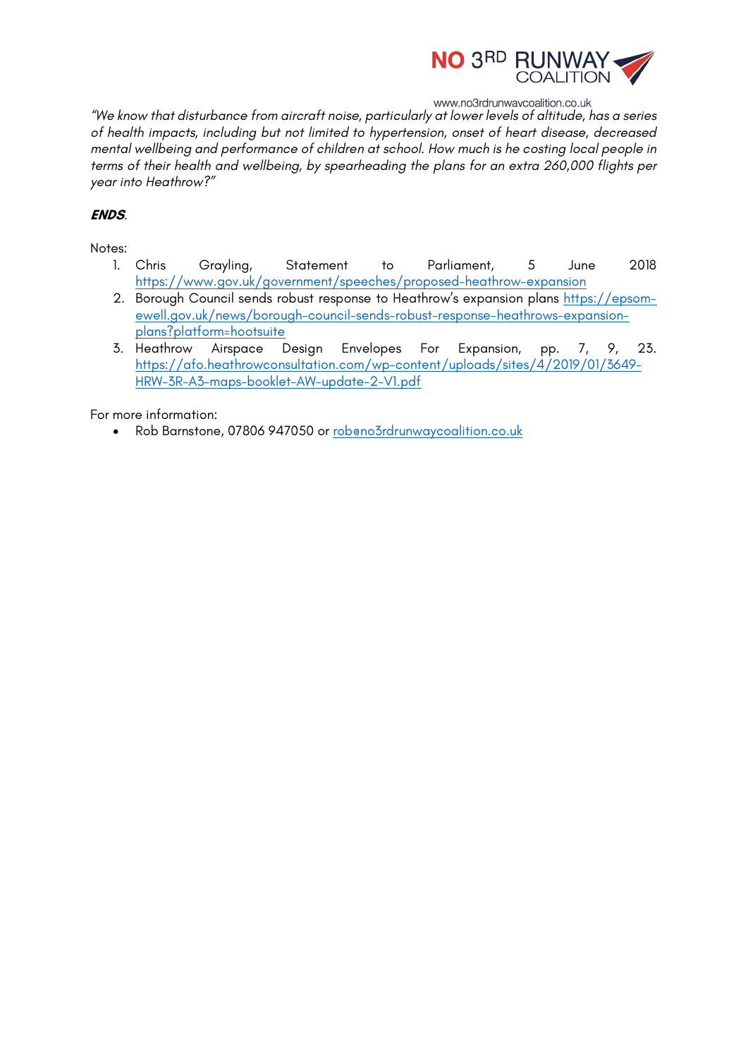*"We know that disturbance from aircraft noise, particularly at lower levels of altitude, has a series of health impacts, including but not limited to hypertension, onset of heart disease, decreased mental wellbeing and performance of children at school. How much is he costing local people in terms of their health and wellbeing, by spearheading the plans for an extra 260,000 flights per year into Heathrow?"*

***ENDS***.

Notes:

1. Chris Grayling, Statement to Parliament, 5 June 2018 https://www.gov.uk/government/speeches/proposed-heathrow-expansion
2. Borough Council sends robust response to Heathrow's expansion plans https://epsom-ewell.gov.uk/news/borough-council-sends-robust-response-heathrows-expansion-plans?platform=hootsuite
3. Heathrow Airspace Design Envelopes For Expansion, pp. 7, 9, 23. https://afo.heathrowconsultation.com/wp-content/uploads/sites/4/2019/01/3649-HRW-3R-A3-maps-booklet-AW-update-2-V1.pdf

For more information:

- Rob Barnstone, 07806 947050 or rob@no3rdrunwaycoalition.co.uk